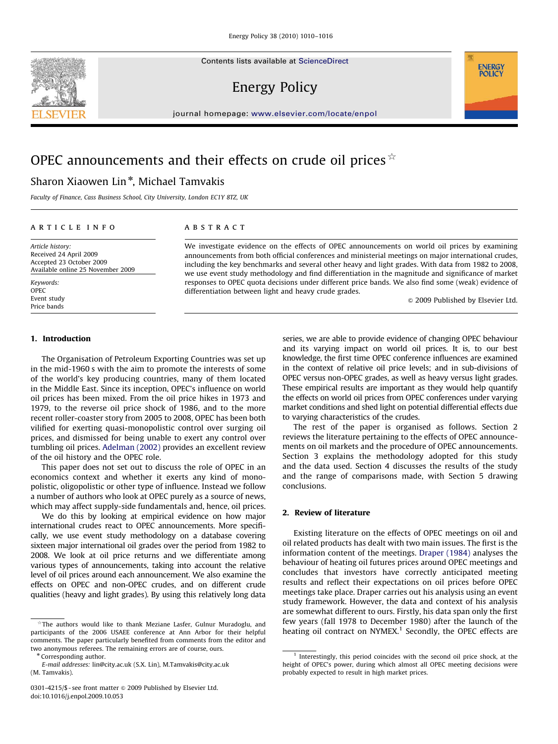Contents lists available at ScienceDirect

# Energy Policy

journal homepage: www.elsevier.com/locate/enpol

# OPEC announcements and their effects on crude oil prices ☆

Sharon Xiaowen Lin *, Michael Tamvakis

*Faculty of Finance, Cass Business School, City University, London EC1Y 8TZ, UK*

**ARTICLE INFO**

*Article history:*
Received 24 April 2009
Accepted 23 October 2009
Available online 25 November 2009

*Keywords:*
OPEC
Event study
Price bands

**ABSTRACT**

We investigate evidence on the effects of OPEC announcements on world oil prices by examining announcements from both official conferences and ministerial meetings on major international crudes, including the key benchmarks and several other heavy and light grades. With data from 1982 to 2008, we use event study methodology and find differentiation in the magnitude and significance of market responses to OPEC quota decisions under different price bands. We also find some (weak) evidence of differentiation between light and heavy crude grades.

© 2009 Published by Elsevier Ltd.

## 1. Introduction

The Organisation of Petroleum Exporting Countries was set up in the mid-1960 s with the aim to promote the interests of some of the world's key producing countries, many of them located in the Middle East. Since its inception, OPEC's influence on world oil prices has been mixed. From the oil price hikes in 1973 and 1979, to the reverse oil price shock of 1986, and to the more recent roller-coaster story from 2005 to 2008, OPEC has been both vilified for exerting quasi-monopolistic control over surging oil prices, and dismissed for being unable to exert any control over tumbling oil prices. Adelman (2002) provides an excellent review of the oil history and the OPEC role.

This paper does not set out to discuss the role of OPEC in an economics context and whether it exerts any kind of monopolistic, oligopolistic or other type of influence. Instead we follow a number of authors who look at OPEC purely as a source of news, which may affect supply-side fundamentals and, hence, oil prices.

We do this by looking at empirical evidence on how major international crudes react to OPEC announcements. More specifically, we use event study methodology on a database covering sixteen major international oil grades over the period from 1982 to 2008. We look at oil price returns and we differentiate among various types of announcements, taking into account the relative level of oil prices around each announcement. We also examine the effects on OPEC and non-OPEC crudes, and on different crude qualities (heavy and light grades). By using this relatively long data series, we are able to provide evidence of changing OPEC behaviour and its varying impact on world oil prices. It is, to our best knowledge, the first time OPEC conference influences are examined in the context of relative oil price levels; and in sub-divisions of OPEC versus non-OPEC grades, as well as heavy versus light grades. These empirical results are important as they would help quantify the effects on world oil prices from OPEC conferences under varying market conditions and shed light on potential differential effects due to varying characteristics of the crudes.

The rest of the paper is organised as follows. Section 2 reviews the literature pertaining to the effects of OPEC announcements on oil markets and the procedure of OPEC announcements. Section 3 explains the methodology adopted for this study and the data used. Section 4 discusses the results of the study and the range of comparisons made, with Section 5 drawing conclusions.

## 2. Review of literature

Existing literature on the effects of OPEC meetings on oil and oil related products has dealt with two main issues. The first is the information content of the meetings. Draper (1984) analyses the behaviour of heating oil futures prices around OPEC meetings and concludes that investors have correctly anticipated meeting results and reflect their expectations on oil prices before OPEC meetings take place. Draper carries out his analysis using an event study framework. However, the data and context of his analysis are somewhat different to ours. Firstly, his data span only the first few years (fall 1978 to December 1980) after the launch of the heating oil contract on NYMEX.[1] Secondly, the OPEC effects are

---

☆ The authors would like to thank Meziane Lasfer, Gulnur Muradoglu, and participants of the 2006 USAEE conference at Ann Arbor for their helpful comments. The paper particularly benefited from comments from the editor and two anonymous referees. The remaining errors are of course, ours.

* Corresponding author.
*E-mail addresses:* lin@city.ac.uk (S.X. Lin), M.Tamvakis@city.ac.uk (M. Tamvakis).

0301-4215/$ - see front matter © 2009 Published by Elsevier Ltd.
doi:10.1016/j.enpol.2009.10.053

[1] Interestingly, this period coincides with the second oil price shock, at the height of OPEC's power, during which almost all OPEC meeting decisions were probably expected to result in high market prices.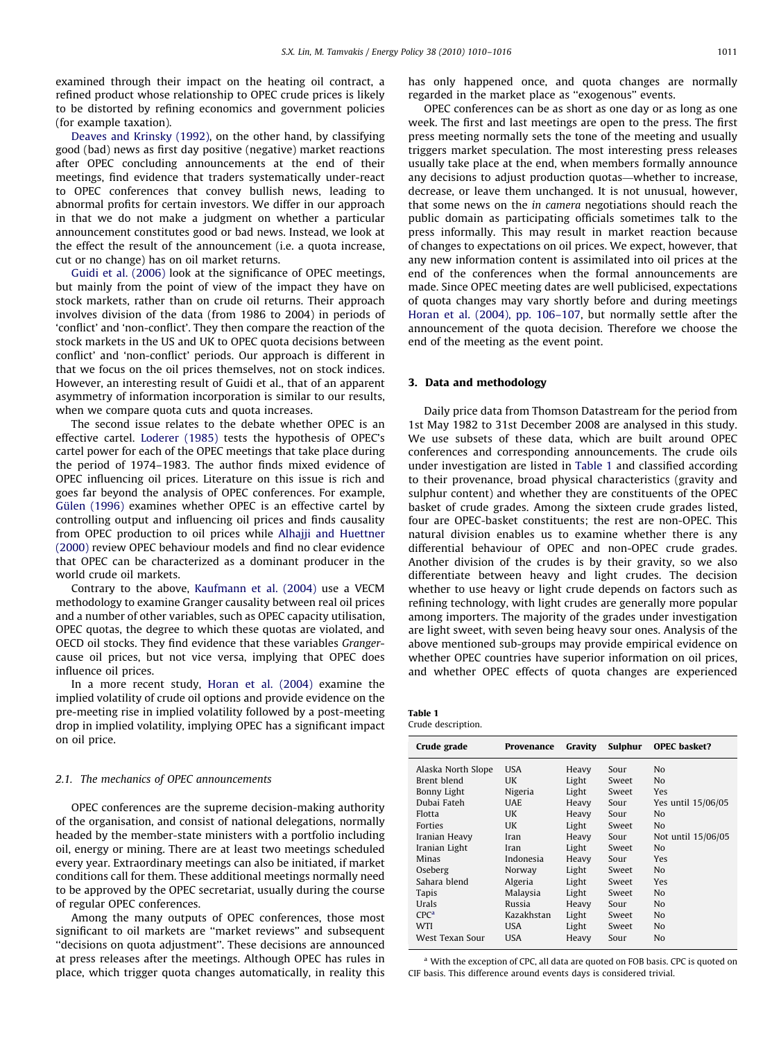examined through their impact on the heating oil contract, a refined product whose relationship to OPEC crude prices is likely to be distorted by refining economics and government policies (for example taxation).

Deaves and Krinsky (1992), on the other hand, by classifying good (bad) news as first day positive (negative) market reactions after OPEC concluding announcements at the end of their meetings, find evidence that traders systematically under-react to OPEC conferences that convey bullish news, leading to abnormal profits for certain investors. We differ in our approach in that we do not make a judgment on whether a particular announcement constitutes good or bad news. Instead, we look at the effect the result of the announcement (i.e. a quota increase, cut or no change) has on oil market returns.

Guidi et al. (2006) look at the significance of OPEC meetings, but mainly from the point of view of the impact they have on stock markets, rather than on crude oil returns. Their approach involves division of the data (from 1986 to 2004) in periods of 'conflict' and 'non-conflict'. They then compare the reaction of the stock markets in the US and UK to OPEC quota decisions between 'conflict' and 'non-conflict' periods. Our approach is different in that we focus on the oil prices themselves, not on stock indices. However, an interesting result of Guidi et al., that of an apparent asymmetry of information incorporation is similar to our results, when we compare quota cuts and quota increases.

The second issue relates to the debate whether OPEC is an effective cartel. Loderer (1985) tests the hypothesis of OPEC's cartel power for each of the OPEC meetings that take place during the period of 1974–1983. The author finds mixed evidence of OPEC influencing oil prices. Literature on this issue is rich and goes far beyond the analysis of OPEC conferences. For example, Gülen (1996) examines whether OPEC is an effective cartel by controlling output and influencing oil prices and finds causality from OPEC production to oil prices while Alhajji and Huettner (2000) review OPEC behaviour models and find no clear evidence that OPEC can be characterized as a dominant producer in the world crude oil markets.

Contrary to the above, Kaufmann et al. (2004) use a VECM methodology to examine Granger causality between real oil prices and a number of other variables, such as OPEC capacity utilisation, OPEC quotas, the degree to which these quotas are violated, and OECD oil stocks. They find evidence that these variables *Granger*-cause oil prices, but not vice versa, implying that OPEC does influence oil prices.

In a more recent study, Horan et al. (2004) examine the implied volatility of crude oil options and provide evidence on the pre-meeting rise in implied volatility followed by a post-meeting drop in implied volatility, implying OPEC has a significant impact on oil price.

### 2.1. The mechanics of OPEC announcements

OPEC conferences are the supreme decision-making authority of the organisation, and consist of national delegations, normally headed by the member-state ministers with a portfolio including oil, energy or mining. There are at least two meetings scheduled every year. Extraordinary meetings can also be initiated, if market conditions call for them. These additional meetings normally need to be approved by the OPEC secretariat, usually during the course of regular OPEC conferences.

Among the many outputs of OPEC conferences, those most significant to oil markets are "market reviews" and subsequent "decisions on quota adjustment". These decisions are announced at press releases after the meetings. Although OPEC has rules in place, which trigger quota changes automatically, in reality this has only happened once, and quota changes are normally regarded in the market place as "exogenous" events.

OPEC conferences can be as short as one day or as long as one week. The first and last meetings are open to the press. The first press meeting normally sets the tone of the meeting and usually triggers market speculation. The most interesting press releases usually take place at the end, when members formally announce any decisions to adjust production quotas—whether to increase, decrease, or leave them unchanged. It is not unusual, however, that some news on the *in camera* negotiations should reach the public domain as participating officials sometimes talk to the press informally. This may result in market reaction because of changes to expectations on oil prices. We expect, however, that any new information content is assimilated into oil prices at the end of the conferences when the formal announcements are made. Since OPEC meeting dates are well publicised, expectations of quota changes may vary shortly before and during meetings Horan et al. (2004), pp. 106–107, but normally settle after the announcement of the quota decision. Therefore we choose the end of the meeting as the event point.

## 3. Data and methodology

Daily price data from Thomson Datastream for the period from 1st May 1982 to 31st December 2008 are analysed in this study. We use subsets of these data, which are built around OPEC conferences and corresponding announcements. The crude oils under investigation are listed in Table 1 and classified according to their provenance, broad physical characteristics (gravity and sulphur content) and whether they are constituents of the OPEC basket of crude grades. Among the sixteen crude grades listed, four are OPEC-basket constituents; the rest are non-OPEC. This natural division enables us to examine whether there is any differential behaviour of OPEC and non-OPEC crude grades. Another division of the crudes is by their gravity, so we also differentiate between heavy and light crudes. The decision whether to use heavy or light crude depends on factors such as refining technology, with light crudes are generally more popular among importers. The majority of the grades under investigation are light sweet, with seven being heavy sour ones. Analysis of the above mentioned sub-groups may provide empirical evidence on whether OPEC countries have superior information on oil prices, and whether OPEC effects of quota changes are experienced

**Table 1**
Crude description.

| Crude grade | Provenance | Gravity | Sulphur | OPEC basket? |
|---|---|---|---|---|
| Alaska North Slope | USA | Heavy | Sour | No |
| Brent blend | UK | Light | Sweet | No |
| Bonny Light | Nigeria | Light | Sweet | Yes |
| Dubai Fateh | UAE | Heavy | Sour | Yes until 15/06/05 |
| Flotta | UK | Heavy | Sour | No |
| Forties | UK | Light | Sweet | No |
| Iranian Heavy | Iran | Heavy | Sour | Not until 15/06/05 |
| Iranian Light | Iran | Light | Sweet | No |
| Minas | Indonesia | Heavy | Sour | Yes |
| Oseberg | Norway | Light | Sweet | No |
| Sahara blend | Algeria | Light | Sweet | Yes |
| Tapis | Malaysia | Light | Sweet | No |
| Urals | Russia | Heavy | Sour | No |
| CPC[a] | Kazakhstan | Light | Sweet | No |
| WTI | USA | Light | Sweet | No |
| West Texan Sour | USA | Heavy | Sour | No |

[a] With the exception of CPC, all data are quoted on FOB basis. CPC is quoted on CIF basis. This difference around events days is considered trivial.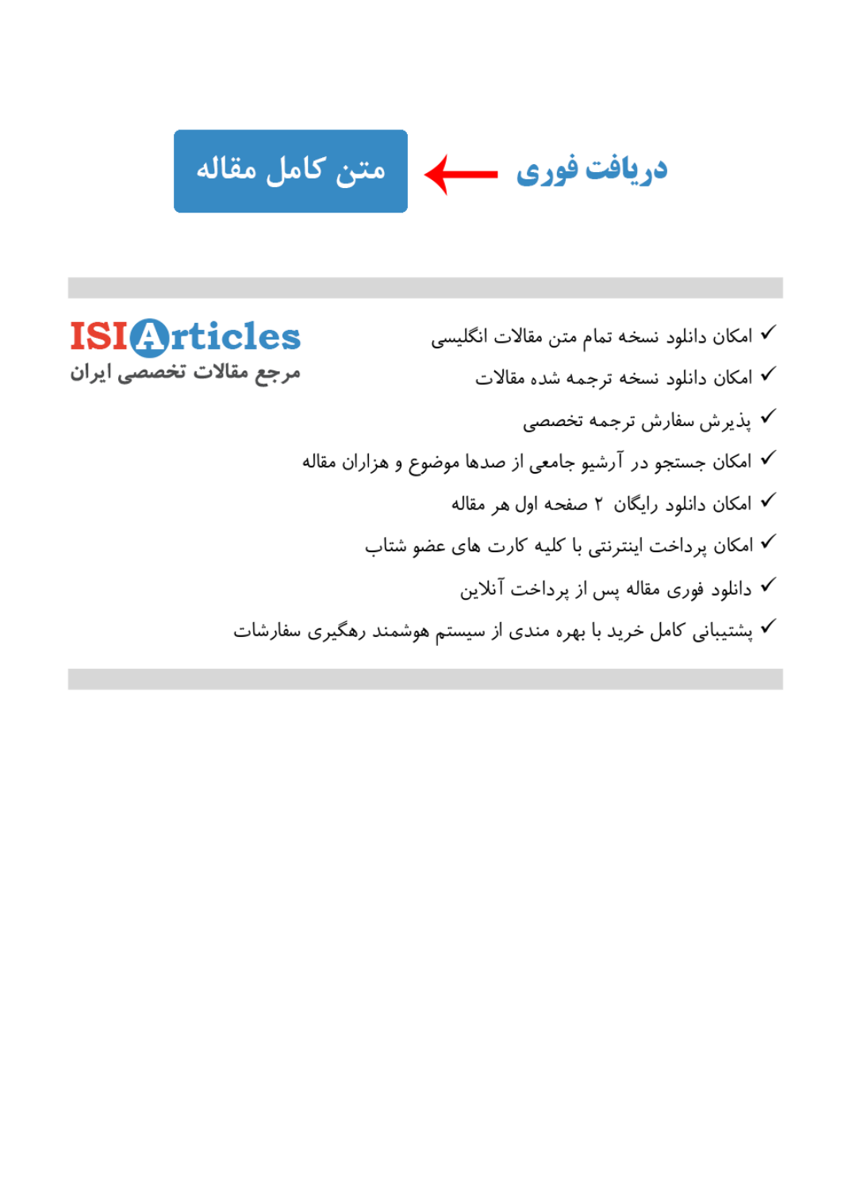دریافت فوری ← متن کامل مقاله

**ISIArticles**
مرجع مقالات تخصصی ایران

- ✓ امکان دانلود نسخه تمام متن مقالات انگلیسی
- ✓ امکان دانلود نسخه ترجمه شده مقالات
- ✓ پذیرش سفارش ترجمه تخصصی
- ✓ امکان جستجو در آرشیو جامعی از صدها موضوع و هزاران مقاله
- ✓ امکان دانلود رایگان ۲ صفحه اول هر مقاله
- ✓ امکان پرداخت اینترنتی با کلیه کارت های عضو شتاب
- ✓ دانلود فوری مقاله پس از پرداخت آنلاین
- ✓ پشتیبانی کامل خرید با بهره مندی از سیستم هوشمند رهگیری سفارشات